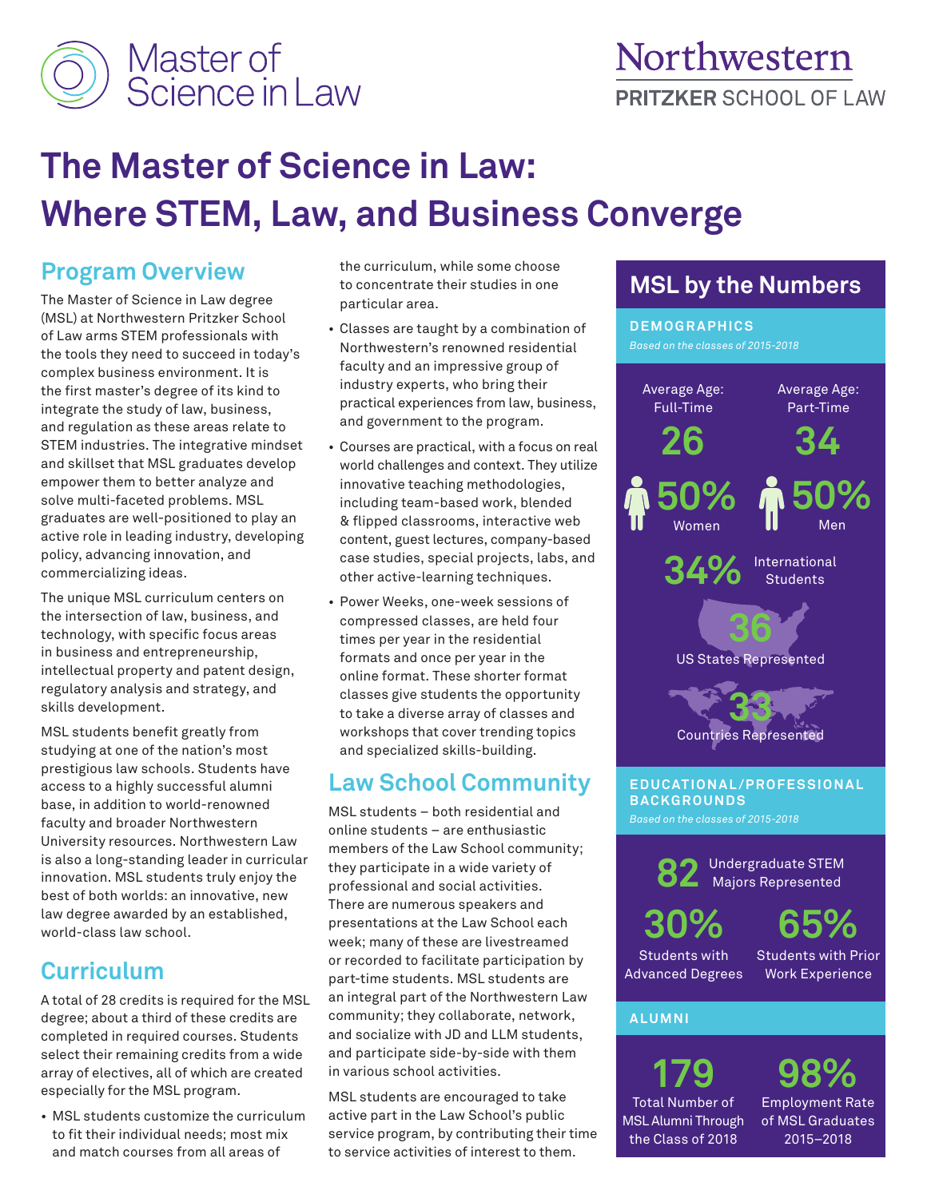Master of Science in Law

Northwestern PRITZKER SCHOOL OF LAW

# The Master of Science in Law: Where STEM, Law, and Business Converge

## Program Overview

The Master of Science in Law degree (MSL) at Northwestern Pritzker School of Law arms STEM professionals with the tools they need to succeed in today's complex business environment. It is the first master's degree of its kind to integrate the study of law, business, and regulation as these areas relate to STEM industries. The integrative mindset and skillset that MSL graduates develop empower them to better analyze and solve multi-faceted problems. MSL graduates are well-positioned to play an active role in leading industry, developing policy, advancing innovation, and commercializing ideas.

The unique MSL curriculum centers on the intersection of law, business, and technology, with specific focus areas in business and entrepreneurship, intellectual property and patent design, regulatory analysis and strategy, and skills development.

MSL students benefit greatly from studying at one of the nation's most prestigious law schools. Students have access to a highly successful alumni base, in addition to world-renowned faculty and broader Northwestern University resources. Northwestern Law is also a long-standing leader in curricular innovation. MSL students truly enjoy the best of both worlds: an innovative, new law degree awarded by an established, world-class law school.

## Curriculum

A total of 28 credits is required for the MSL degree; about a third of these credits are completed in required courses. Students select their remaining credits from a wide array of electives, all of which are created especially for the MSL program.

- MSL students customize the curriculum to fit their individual needs; most mix and match courses from all areas of the curriculum, while some choose to concentrate their studies in one particular area.
- Classes are taught by a combination of Northwestern's renowned residential faculty and an impressive group of industry experts, who bring their practical experiences from law, business, and government to the program.
- Courses are practical, with a focus on real world challenges and context. They utilize innovative teaching methodologies, including team-based work, blended & flipped classrooms, interactive web content, guest lectures, company-based case studies, special projects, labs, and other active-learning techniques.
- Power Weeks, one-week sessions of compressed classes, are held four times per year in the residential formats and once per year in the online format. These shorter format classes give students the opportunity to take a diverse array of classes and workshops that cover trending topics and specialized skills-building.

## Law School Community

MSL students – both residential and online students – are enthusiastic members of the Law School community; they participate in a wide variety of professional and social activities. There are numerous speakers and presentations at the Law School each week; many of these are livestreamed or recorded to facilitate participation by part-time students. MSL students are an integral part of the Northwestern Law community; they collaborate, network, and socialize with JD and LLM students, and participate side-by-side with them in various school activities.

MSL students are encouraged to take active part in the Law School's public service program, by contributing their time to service activities of interest to them.

## MSL by the Numbers

### DEMOGRAPHICS

*Based on the classes of 2015-2018*

- Average Age: Full-Time **26**
- Average Age: Part-Time **34**
- **50%** Women
- **50%** Men
- **34%** International Students
- **36** US States Represented
- **33** Countries Represented

### EDUCATIONAL/PROFESSIONAL BACKGROUNDS

*Based on the classes of 2015-2018*

- **82** Undergraduate STEM Majors Represented
- **30%** Students with Advanced Degrees
- **65%** Students with Prior Work Experience

### ALUMNI

- **179** Total Number of MSL Alumni Through the Class of 2018
- **98%** Employment Rate of MSL Graduates 2015–2018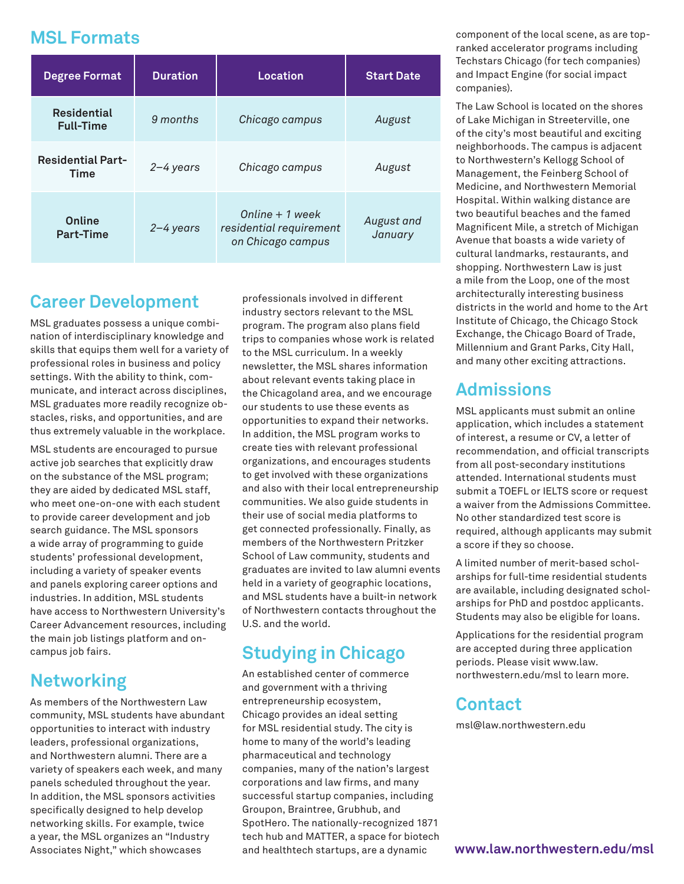## MSL Formats

| Degree Format | Duration | Location | Start Date |
|---|---|---|---|
| **Residential Full-Time** | *9 months* | *Chicago campus* | *August* |
| **Residential Part-Time** | *2–4 years* | *Chicago campus* | *August* |
| **Online Part-Time** | *2–4 years* | *Online + 1 week residential requirement on Chicago campus* | *August and January* |

## Career Development

MSL graduates possess a unique combination of interdisciplinary knowledge and skills that equips them well for a variety of professional roles in business and policy settings. With the ability to think, communicate, and interact across disciplines, MSL graduates more readily recognize obstacles, risks, and opportunities, and are thus extremely valuable in the workplace.

MSL students are encouraged to pursue active job searches that explicitly draw on the substance of the MSL program; they are aided by dedicated MSL staff, who meet one-on-one with each student to provide career development and job search guidance. The MSL sponsors a wide array of programming to guide students' professional development, including a variety of speaker events and panels exploring career options and industries. In addition, MSL students have access to Northwestern University's Career Advancement resources, including the main job listings platform and on-campus job fairs.

## Networking

As members of the Northwestern Law community, MSL students have abundant opportunities to interact with industry leaders, professional organizations, and Northwestern alumni. There are a variety of speakers each week, and many panels scheduled throughout the year. In addition, the MSL sponsors activities specifically designed to help develop networking skills. For example, twice a year, the MSL organizes an "Industry Associates Night," which showcases professionals involved in different industry sectors relevant to the MSL program. The program also plans field trips to companies whose work is related to the MSL curriculum. In a weekly newsletter, the MSL shares information about relevant events taking place in the Chicagoland area, and we encourage our students to use these events as opportunities to expand their networks. In addition, the MSL program works to create ties with relevant professional organizations, and encourages students to get involved with these organizations and also with their local entrepreneurship communities. We also guide students in their use of social media platforms to get connected professionally. Finally, as members of the Northwestern Pritzker School of Law community, students and graduates are invited to law alumni events held in a variety of geographic locations, and MSL students have a built-in network of Northwestern contacts throughout the U.S. and the world.

## Studying in Chicago

An established center of commerce and government with a thriving entrepreneurship ecosystem, Chicago provides an ideal setting for MSL residential study. The city is home to many of the world's leading pharmaceutical and technology companies, many of the nation's largest corporations and law firms, and many successful startup companies, including Groupon, Braintree, Grubhub, and SpotHero. The nationally-recognized 1871 tech hub and MATTER, a space for biotech and healthtech startups, are a dynamic component of the local scene, as are top-ranked accelerator programs including Techstars Chicago (for tech companies) and Impact Engine (for social impact companies).

The Law School is located on the shores of Lake Michigan in Streeterville, one of the city's most beautiful and exciting neighborhoods. The campus is adjacent to Northwestern's Kellogg School of Management, the Feinberg School of Medicine, and Northwestern Memorial Hospital. Within walking distance are two beautiful beaches and the famed Magnificent Mile, a stretch of Michigan Avenue that boasts a wide variety of cultural landmarks, restaurants, and shopping. Northwestern Law is just a mile from the Loop, one of the most architecturally interesting business districts in the world and home to the Art Institute of Chicago, the Chicago Stock Exchange, the Chicago Board of Trade, Millennium and Grant Parks, City Hall, and many other exciting attractions.

## Admissions

MSL applicants must submit an online application, which includes a statement of interest, a resume or CV, a letter of recommendation, and official transcripts from all post-secondary institutions attended. International students must submit a TOEFL or IELTS score or request a waiver from the Admissions Committee. No other standardized test score is required, although applicants may submit a score if they so choose.

A limited number of merit-based scholarships for full-time residential students are available, including designated scholarships for PhD and postdoc applicants. Students may also be eligible for loans.

Applications for the residential program are accepted during three application periods. Please visit www.law.northwestern.edu/msl to learn more.

## Contact

msl@law.northwestern.edu

**www.law.northwestern.edu/msl**